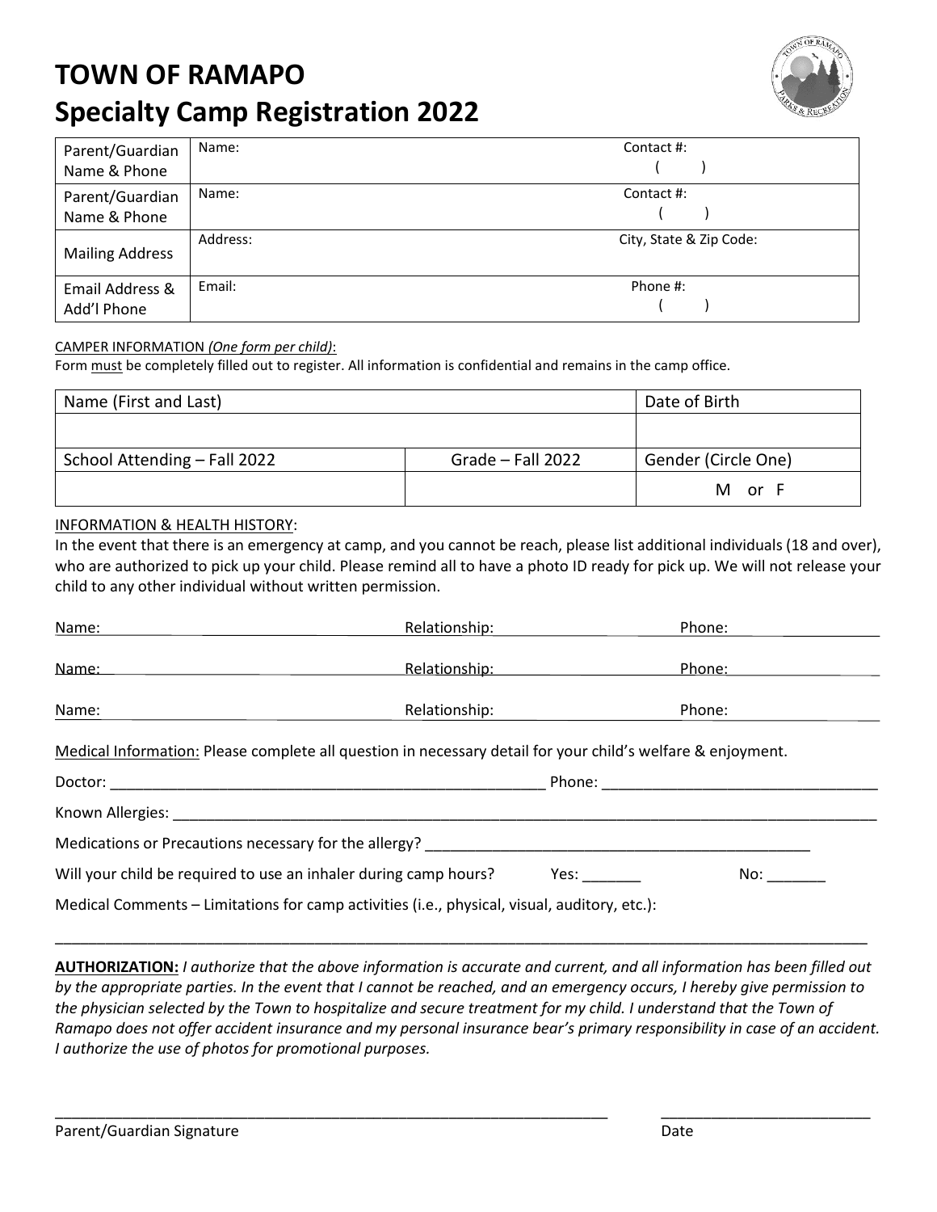# TOWN OF RAMAPO
## Specialty Camp Registration 2022

| | | |
|---|---|---|
| Parent/Guardian Name & Phone | Name: | Contact #: ( ) |
| Parent/Guardian Name & Phone | Name: | Contact #: ( ) |
| Mailing Address | Address: | City, State & Zip Code: |
| Email Address & Add'l Phone | Email: | Phone #: ( ) |

CAMPER INFORMATION *(One form per child)*:
Form must be completely filled out to register. All information is confidential and remains in the camp office.

| Name (First and Last) | | Date of Birth |
|---|---|---|
| | | |
| School Attending – Fall 2022 | Grade – Fall 2022 | Gender (Circle One) |
| | | M or F |

INFORMATION & HEALTH HISTORY:
In the event that there is an emergency at camp, and you cannot be reach, please list additional individuals (18 and over), who are authorized to pick up your child. Please remind all to have a photo ID ready for pick up. We will not release your child to any other individual without written permission.

Name: ______________________ Relationship: ______________________ Phone: ______________________

Name: ______________________ Relationship: ______________________ Phone: ______________________

Name: ______________________ Relationship: ______________________ Phone: ______________________

Medical Information: Please complete all question in necessary detail for your child's welfare & enjoyment.

Doctor: ______________________________________________ Phone: ______________________________

Known Allergies: ______________________________________________________________________________

Medications or Precautions necessary for the allergy? ___________________________________________

Will your child be required to use an inhaler during camp hours? Yes: _______ No: _______

Medical Comments – Limitations for camp activities (i.e., physical, visual, auditory, etc.):

______________________________________________________________________________________________

**AUTHORIZATION:** *I authorize that the above information is accurate and current, and all information has been filled out by the appropriate parties. In the event that I cannot be reached, and an emergency occurs, I hereby give permission to the physician selected by the Town to hospitalize and secure treatment for my child. I understand that the Town of Ramapo does not offer accident insurance and my personal insurance bear's primary responsibility in case of an accident. I authorize the use of photos for promotional purposes.*

_____________________________________________________________ ______________________

Parent/Guardian Signature Date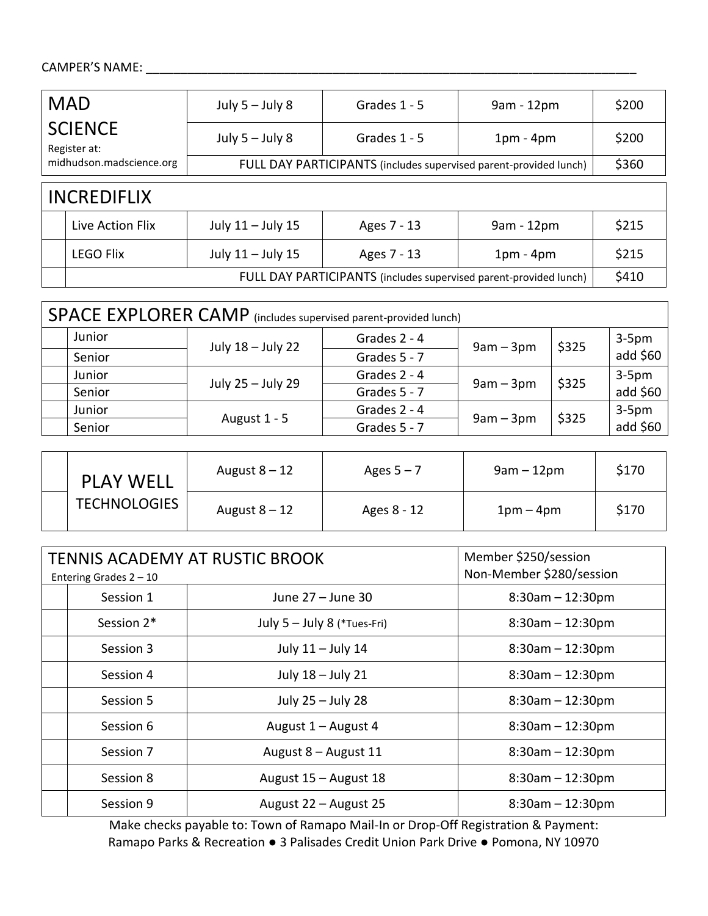CAMPER'S NAME: ___________________________________________________________________________

| | | | | |
|---|---|---|---|---|
| MAD SCIENCE Register at: midhudson.madscience.org | July 5 – July 8 | Grades 1 - 5 | 9am - 12pm | $200 |
| | July 5 – July 8 | Grades 1 - 5 | 1pm - 4pm | $200 |
| | FULL DAY PARTICIPANTS (includes supervised parent-provided lunch) | | | $360 |

| INCREDIFLIX | | | | | |
|---|---|---|---|---|---|
| | Live Action Flix | July 11 – July 15 | Ages 7 - 13 | 9am - 12pm | $215 |
| | LEGO Flix | July 11 – July 15 | Ages 7 - 13 | 1pm - 4pm | $215 |
| | FULL DAY PARTICIPANTS (includes supervised parent-provided lunch) | | | | $410 |

| SPACE EXPLORER CAMP (includes supervised parent-provided lunch) | | | | | | |
|---|---|---|---|---|---|---|
| | Junior | July 18 – July 22 | Grades 2 - 4 | 9am – 3pm | $325 | 3-5pm add $60 |
| | Senior | | Grades 5 - 7 | | | |
| | Junior | July 25 – July 29 | Grades 2 - 4 | 9am – 3pm | $325 | 3-5pm add $60 |
| | Senior | | Grades 5 - 7 | | | |
| | Junior | August 1 - 5 | Grades 2 - 4 | 9am – 3pm | $325 | 3-5pm add $60 |
| | Senior | | Grades 5 - 7 | | | |

| | | | | | |
|---|---|---|---|---|---|
| | PLAY WELL TECHNOLOGIES | August 8 – 12 | Ages 5 – 7 | 9am – 12pm | $170 |
| | | August 8 – 12 | Ages 8 - 12 | 1pm – 4pm | $170 |

| TENNIS ACADEMY AT RUSTIC BROOK Entering Grades 2 – 10 | | | Member $250/session Non-Member $280/session |
|---|---|---|---|
| | Session 1 | June 27 – June 30 | 8:30am – 12:30pm |
| | Session 2* | July 5 – July 8 (*Tues-Fri) | 8:30am – 12:30pm |
| | Session 3 | July 11 – July 14 | 8:30am – 12:30pm |
| | Session 4 | July 18 – July 21 | 8:30am – 12:30pm |
| | Session 5 | July 25 – July 28 | 8:30am – 12:30pm |
| | Session 6 | August 1 – August 4 | 8:30am – 12:30pm |
| | Session 7 | August 8 – August 11 | 8:30am – 12:30pm |
| | Session 8 | August 15 – August 18 | 8:30am – 12:30pm |
| | Session 9 | August 22 – August 25 | 8:30am – 12:30pm |

Make checks payable to: Town of Ramapo Mail-In or Drop-Off Registration & Payment:
Ramapo Parks & Recreation ● 3 Palisades Credit Union Park Drive ● Pomona, NY 10970